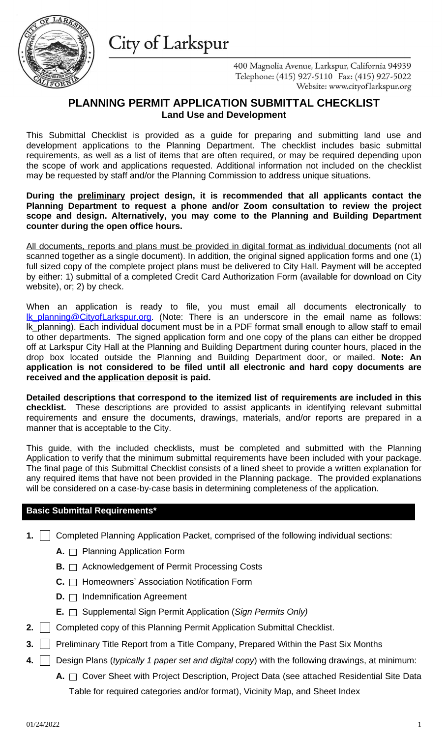# City of Larkspur

400 Magnolia Avenue, Larkspur, California 94939
Telephone: (415) 927-5110 Fax: (415) 927-5022
Website: www.cityoflarkspur.org

## PLANNING PERMIT APPLICATION SUBMITTAL CHECKLIST
### Land Use and Development

This Submittal Checklist is provided as a guide for preparing and submitting land use and development applications to the Planning Department. The checklist includes basic submittal requirements, as well as a list of items that are often required, or may be required depending upon the scope of work and applications requested. Additional information not included on the checklist may be requested by staff and/or the Planning Commission to address unique situations.

**During the preliminary project design, it is recommended that all applicants contact the Planning Department to request a phone and/or Zoom consultation to review the project scope and design. Alternatively, you may come to the Planning and Building Department counter during the open office hours.**

All documents, reports and plans must be provided in digital format as individual documents (not all scanned together as a single document). In addition, the original signed application forms and one (1) full sized copy of the complete project plans must be delivered to City Hall. Payment will be accepted by either: 1) submittal of a completed Credit Card Authorization Form (available for download on City website), or; 2) by check.

When an application is ready to file, you must email all documents electronically to lk_planning@CityofLarkspur.org. (Note: There is an underscore in the email name as follows: lk_planning). Each individual document must be in a PDF format small enough to allow staff to email to other departments. The signed application form and one copy of the plans can either be dropped off at Larkspur City Hall at the Planning and Building Department during counter hours, placed in the drop box located outside the Planning and Building Department door, or mailed. **Note: An application is not considered to be filed until all electronic and hard copy documents are received and the application deposit is paid.**

**Detailed descriptions that correspond to the itemized list of requirements are included in this checklist.** These descriptions are provided to assist applicants in identifying relevant submittal requirements and ensure the documents, drawings, materials, and/or reports are prepared in a manner that is acceptable to the City.

This guide, with the included checklists, must be completed and submitted with the Planning Application to verify that the minimum submittal requirements have been included with your package. The final page of this Submittal Checklist consists of a lined sheet to provide a written explanation for any required items that have not been provided in the Planning package. The provided explanations will be considered on a case-by-case basis in determining completeness of the application.

## Basic Submittal Requirements*

**1.** ☐ Completed Planning Application Packet, comprised of the following individual sections:
- **A.** ☐ Planning Application Form
- **B.** ☐ Acknowledgement of Permit Processing Costs
- **C.** ☐ Homeowners' Association Notification Form
- **D.** ☐ Indemnification Agreement
- **E.** ☐ Supplemental Sign Permit Application (*Sign Permits Only)*

**2.** ☐ Completed copy of this Planning Permit Application Submittal Checklist.

**3.** ☐ Preliminary Title Report from a Title Company, Prepared Within the Past Six Months

**4.** ☐ Design Plans (*typically 1 paper set and digital copy*) with the following drawings, at minimum:
- **A.** ☐ Cover Sheet with Project Description, Project Data (see attached Residential Site Data Table for required categories and/or format), Vicinity Map, and Sheet Index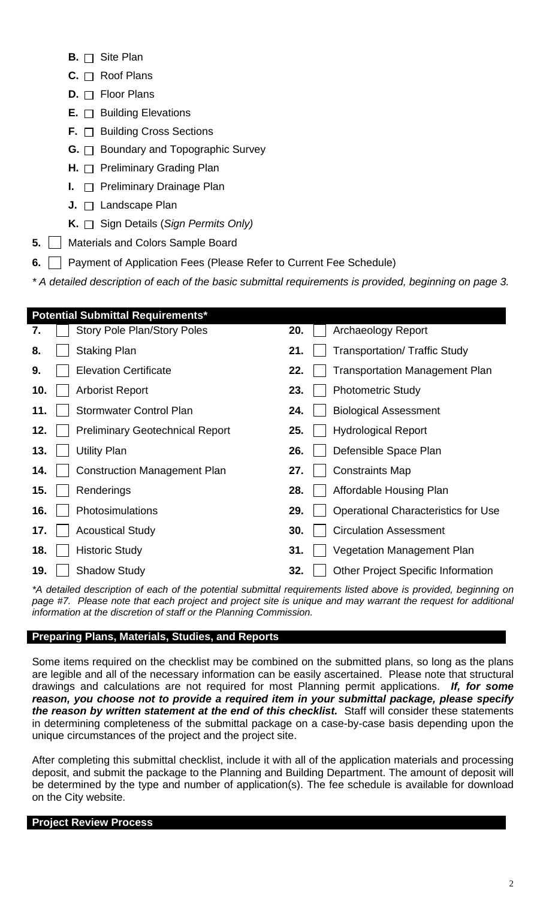- **B.** ☐ Site Plan
- **C.** ☐ Roof Plans
- **D.** ☐ Floor Plans
- **E.** ☐ Building Elevations
- **F.** ☐ Building Cross Sections
- **G.** ☐ Boundary and Topographic Survey
- **H.** ☐ Preliminary Grading Plan
- **I.** ☐ Preliminary Drainage Plan
- **J.** ☐ Landscape Plan
- **K.** ☐ Sign Details (*Sign Permits Only)*

**5.** ☐ Materials and Colors Sample Board

**6.** ☐ Payment of Application Fees (Please Refer to Current Fee Schedule)

*\* A detailed description of each of the basic submittal requirements is provided, beginning on page 3.*

## Potential Submittal Requirements*

| | | | |
|---|---|---|---|
| **7.** | ☐ Story Pole Plan/Story Poles | **20.** | ☐ Archaeology Report |
| **8.** | ☐ Staking Plan | **21.** | ☐ Transportation/ Traffic Study |
| **9.** | ☐ Elevation Certificate | **22.** | ☐ Transportation Management Plan |
| **10.** | ☐ Arborist Report | **23.** | ☐ Photometric Study |
| **11.** | ☐ Stormwater Control Plan | **24.** | ☐ Biological Assessment |
| **12.** | ☐ Preliminary Geotechnical Report | **25.** | ☐ Hydrological Report |
| **13.** | ☐ Utility Plan | **26.** | ☐ Defensible Space Plan |
| **14.** | ☐ Construction Management Plan | **27.** | ☐ Constraints Map |
| **15.** | ☐ Renderings | **28.** | ☐ Affordable Housing Plan |
| **16.** | ☐ Photosimulations | **29.** | ☐ Operational Characteristics for Use |
| **17.** | ☐ Acoustical Study | **30.** | ☐ Circulation Assessment |
| **18.** | ☐ Historic Study | **31.** | ☐ Vegetation Management Plan |
| **19.** | ☐ Shadow Study | **32.** | ☐ Other Project Specific Information |

*\*A detailed description of each of the potential submittal requirements listed above is provided, beginning on page #7. Please note that each project and project site is unique and may warrant the request for additional information at the discretion of staff or the Planning Commission.*

## Preparing Plans, Materials, Studies, and Reports

Some items required on the checklist may be combined on the submitted plans, so long as the plans are legible and all of the necessary information can be easily ascertained. Please note that structural drawings and calculations are not required for most Planning permit applications. ***If, for some reason, you choose not to provide a required item in your submittal package, please specify the reason by written statement at the end of this checklist.*** Staff will consider these statements in determining completeness of the submittal package on a case-by-case basis depending upon the unique circumstances of the project and the project site.

After completing this submittal checklist, include it with all of the application materials and processing deposit, and submit the package to the Planning and Building Department. The amount of deposit will be determined by the type and number of application(s). The fee schedule is available for download on the City website.

## Project Review Process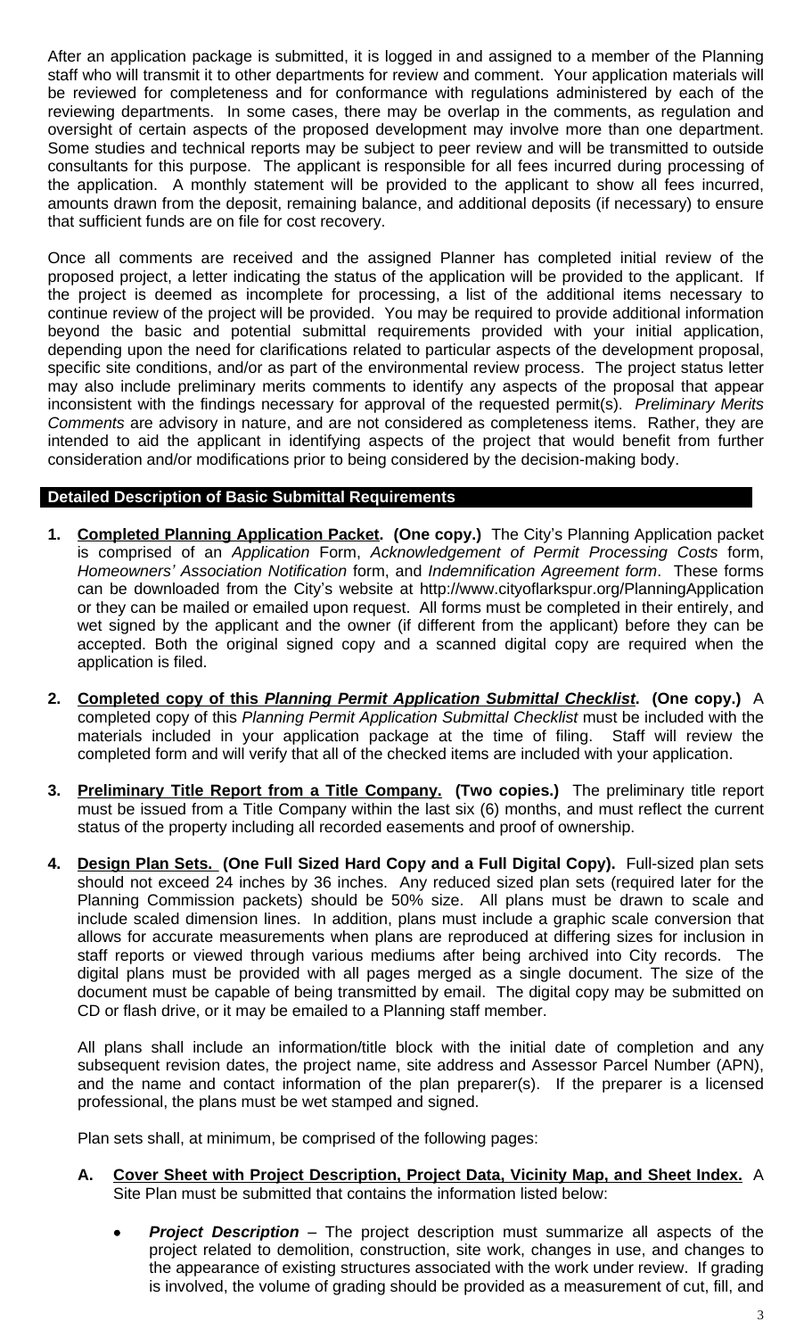After an application package is submitted, it is logged in and assigned to a member of the Planning staff who will transmit it to other departments for review and comment. Your application materials will be reviewed for completeness and for conformance with regulations administered by each of the reviewing departments. In some cases, there may be overlap in the comments, as regulation and oversight of certain aspects of the proposed development may involve more than one department. Some studies and technical reports may be subject to peer review and will be transmitted to outside consultants for this purpose. The applicant is responsible for all fees incurred during processing of the application. A monthly statement will be provided to the applicant to show all fees incurred, amounts drawn from the deposit, remaining balance, and additional deposits (if necessary) to ensure that sufficient funds are on file for cost recovery.

Once all comments are received and the assigned Planner has completed initial review of the proposed project, a letter indicating the status of the application will be provided to the applicant. If the project is deemed as incomplete for processing, a list of the additional items necessary to continue review of the project will be provided. You may be required to provide additional information beyond the basic and potential submittal requirements provided with your initial application, depending upon the need for clarifications related to particular aspects of the development proposal, specific site conditions, and/or as part of the environmental review process. The project status letter may also include preliminary merits comments to identify any aspects of the proposal that appear inconsistent with the findings necessary for approval of the requested permit(s). *Preliminary Merits Comments* are advisory in nature, and are not considered as completeness items. Rather, they are intended to aid the applicant in identifying aspects of the project that would benefit from further consideration and/or modifications prior to being considered by the decision-making body.

## Detailed Description of Basic Submittal Requirements

1. **Completed Planning Application Packet. (One copy.)** The City's Planning Application packet is comprised of an *Application* Form, *Acknowledgement of Permit Processing Costs* form, *Homeowners' Association Notification* form, and *Indemnification Agreement form*. These forms can be downloaded from the City's website at http://www.cityoflarkspur.org/PlanningApplication or they can be mailed or emailed upon request. All forms must be completed in their entirely, and wet signed by the applicant and the owner (if different from the applicant) before they can be accepted. Both the original signed copy and a scanned digital copy are required when the application is filed.

2. **Completed copy of this *Planning Permit Application Submittal Checklist*. (One copy.)** A completed copy of this *Planning Permit Application Submittal Checklist* must be included with the materials included in your application package at the time of filing. Staff will review the completed form and will verify that all of the checked items are included with your application.

3. **Preliminary Title Report from a Title Company. (Two copies.)** The preliminary title report must be issued from a Title Company within the last six (6) months, and must reflect the current status of the property including all recorded easements and proof of ownership.

4. **Design Plan Sets. (One Full Sized Hard Copy and a Full Digital Copy).** Full-sized plan sets should not exceed 24 inches by 36 inches. Any reduced sized plan sets (required later for the Planning Commission packets) should be 50% size. All plans must be drawn to scale and include scaled dimension lines. In addition, plans must include a graphic scale conversion that allows for accurate measurements when plans are reproduced at differing sizes for inclusion in staff reports or viewed through various mediums after being archived into City records. The digital plans must be provided with all pages merged as a single document. The size of the document must be capable of being transmitted by email. The digital copy may be submitted on CD or flash drive, or it may be emailed to a Planning staff member.

   All plans shall include an information/title block with the initial date of completion and any subsequent revision dates, the project name, site address and Assessor Parcel Number (APN), and the name and contact information of the plan preparer(s). If the preparer is a licensed professional, the plans must be wet stamped and signed.

   Plan sets shall, at minimum, be comprised of the following pages:

   A. **Cover Sheet with Project Description, Project Data, Vicinity Map, and Sheet Index.** A Site Plan must be submitted that contains the information listed below:

      - ***Project Description*** – The project description must summarize all aspects of the project related to demolition, construction, site work, changes in use, and changes to the appearance of existing structures associated with the work under review. If grading is involved, the volume of grading should be provided as a measurement of cut, fill, and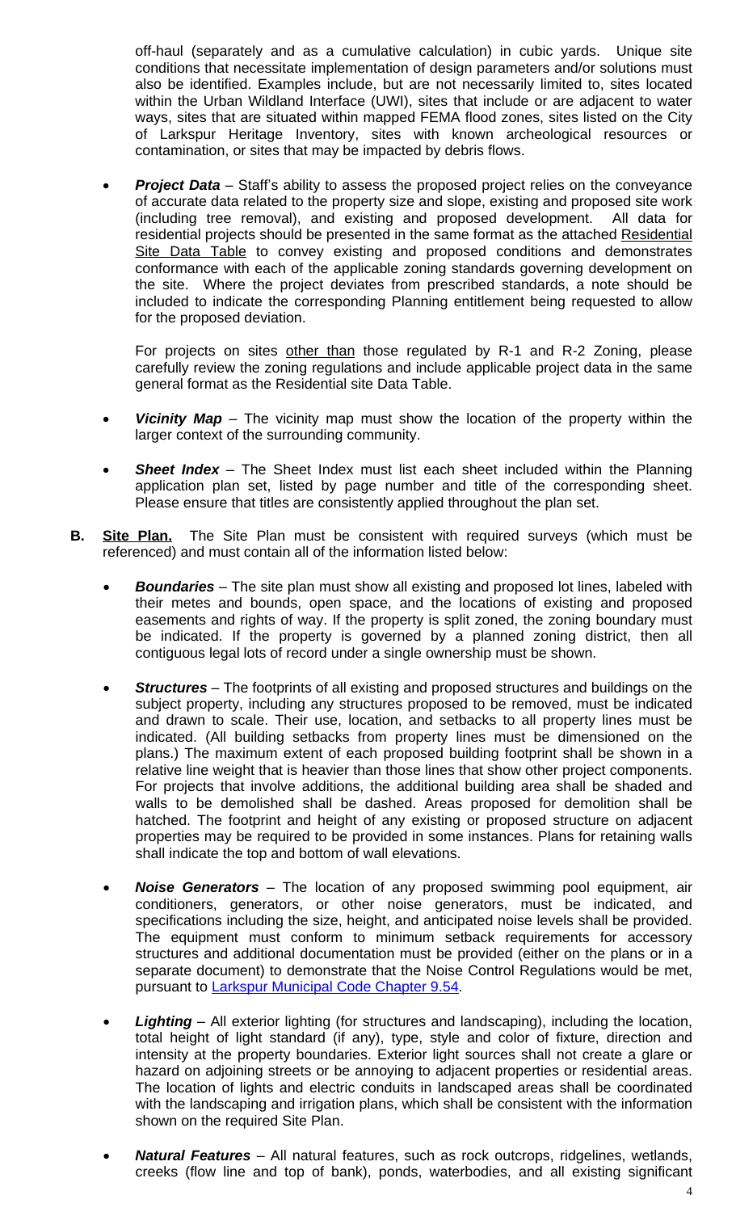off-haul (separately and as a cumulative calculation) in cubic yards. Unique site conditions that necessitate implementation of design parameters and/or solutions must also be identified. Examples include, but are not necessarily limited to, sites located within the Urban Wildland Interface (UWI), sites that include or are adjacent to water ways, sites that are situated within mapped FEMA flood zones, sites listed on the City of Larkspur Heritage Inventory, sites with known archeological resources or contamination, or sites that may be impacted by debris flows.

- ***Project Data*** – Staff's ability to assess the proposed project relies on the conveyance of accurate data related to the property size and slope, existing and proposed site work (including tree removal), and existing and proposed development. All data for residential projects should be presented in the same format as the attached <u>Residential Site Data Table</u> to convey existing and proposed conditions and demonstrates conformance with each of the applicable zoning standards governing development on the site. Where the project deviates from prescribed standards, a note should be included to indicate the corresponding Planning entitlement being requested to allow for the proposed deviation.

  For projects on sites <u>other than</u> those regulated by R-1 and R-2 Zoning, please carefully review the zoning regulations and include applicable project data in the same general format as the Residential site Data Table.

- ***Vicinity Map*** – The vicinity map must show the location of the property within the larger context of the surrounding community.

- ***Sheet Index*** – The Sheet Index must list each sheet included within the Planning application plan set, listed by page number and title of the corresponding sheet. Please ensure that titles are consistently applied throughout the plan set.

**B. <u>Site Plan.</u>** The Site Plan must be consistent with required surveys (which must be referenced) and must contain all of the information listed below:

- ***Boundaries*** – The site plan must show all existing and proposed lot lines, labeled with their metes and bounds, open space, and the locations of existing and proposed easements and rights of way. If the property is split zoned, the zoning boundary must be indicated. If the property is governed by a planned zoning district, then all contiguous legal lots of record under a single ownership must be shown.

- ***Structures*** – The footprints of all existing and proposed structures and buildings on the subject property, including any structures proposed to be removed, must be indicated and drawn to scale. Their use, location, and setbacks to all property lines must be indicated. (All building setbacks from property lines must be dimensioned on the plans.) The maximum extent of each proposed building footprint shall be shown in a relative line weight that is heavier than those lines that show other project components. For projects that involve additions, the additional building area shall be shaded and walls to be demolished shall be dashed. Areas proposed for demolition shall be hatched. The footprint and height of any existing or proposed structure on adjacent properties may be required to be provided in some instances. Plans for retaining walls shall indicate the top and bottom of wall elevations.

- ***Noise Generators*** – The location of any proposed swimming pool equipment, air conditioners, generators, or other noise generators, must be indicated, and specifications including the size, height, and anticipated noise levels shall be provided. The equipment must conform to minimum setback requirements for accessory structures and additional documentation must be provided (either on the plans or in a separate document) to demonstrate that the Noise Control Regulations would be met, pursuant to [Larkspur Municipal Code Chapter 9.54](#).

- ***Lighting*** – All exterior lighting (for structures and landscaping), including the location, total height of light standard (if any), type, style and color of fixture, direction and intensity at the property boundaries. Exterior light sources shall not create a glare or hazard on adjoining streets or be annoying to adjacent properties or residential areas. The location of lights and electric conduits in landscaped areas shall be coordinated with the landscaping and irrigation plans, which shall be consistent with the information shown on the required Site Plan.

- ***Natural Features*** – All natural features, such as rock outcrops, ridgelines, wetlands, creeks (flow line and top of bank), ponds, waterbodies, and all existing significant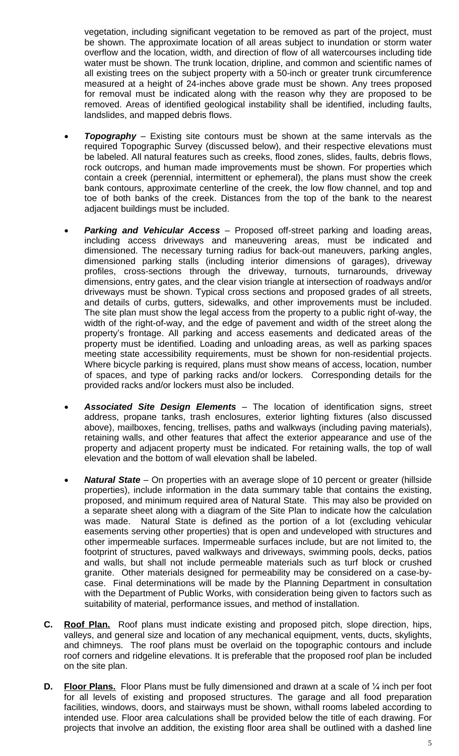vegetation, including significant vegetation to be removed as part of the project, must be shown. The approximate location of all areas subject to inundation or storm water overflow and the location, width, and direction of flow of all watercourses including tide water must be shown. The trunk location, dripline, and common and scientific names of all existing trees on the subject property with a 50-inch or greater trunk circumference measured at a height of 24-inches above grade must be shown. Any trees proposed for removal must be indicated along with the reason why they are proposed to be removed. Areas of identified geological instability shall be identified, including faults, landslides, and mapped debris flows.

- ***Topography*** – Existing site contours must be shown at the same intervals as the required Topographic Survey (discussed below), and their respective elevations must be labeled. All natural features such as creeks, flood zones, slides, faults, debris flows, rock outcrops, and human made improvements must be shown. For properties which contain a creek (perennial, intermittent or ephemeral), the plans must show the creek bank contours, approximate centerline of the creek, the low flow channel, and top and toe of both banks of the creek. Distances from the top of the bank to the nearest adjacent buildings must be included.

- ***Parking and Vehicular Access*** – Proposed off-street parking and loading areas, including access driveways and maneuvering areas, must be indicated and dimensioned. The necessary turning radius for back-out maneuvers, parking angles, dimensioned parking stalls (including interior dimensions of garages), driveway profiles, cross-sections through the driveway, turnouts, turnarounds, driveway dimensions, entry gates, and the clear vision triangle at intersection of roadways and/or driveways must be shown. Typical cross sections and proposed grades of all streets, and details of curbs, gutters, sidewalks, and other improvements must be included. The site plan must show the legal access from the property to a public right of-way, the width of the right-of-way, and the edge of pavement and width of the street along the property's frontage. All parking and access easements and dedicated areas of the property must be identified. Loading and unloading areas, as well as parking spaces meeting state accessibility requirements, must be shown for non-residential projects. Where bicycle parking is required, plans must show means of access, location, number of spaces, and type of parking racks and/or lockers. Corresponding details for the provided racks and/or lockers must also be included.

- ***Associated Site Design Elements*** – The location of identification signs, street address, propane tanks, trash enclosures, exterior lighting fixtures (also discussed above), mailboxes, fencing, trellises, paths and walkways (including paving materials), retaining walls, and other features that affect the exterior appearance and use of the property and adjacent property must be indicated. For retaining walls, the top of wall elevation and the bottom of wall elevation shall be labeled.

- ***Natural State*** – On properties with an average slope of 10 percent or greater (hillside properties), include information in the data summary table that contains the existing, proposed, and minimum required area of Natural State. This may also be provided on a separate sheet along with a diagram of the Site Plan to indicate how the calculation was made. Natural State is defined as the portion of a lot (excluding vehicular easements serving other properties) that is open and undeveloped with structures and other impermeable surfaces. Impermeable surfaces include, but are not limited to, the footprint of structures, paved walkways and driveways, swimming pools, decks, patios and walls, but shall not include permeable materials such as turf block or crushed granite. Other materials designed for permeability may be considered on a case-by-case. Final determinations will be made by the Planning Department in consultation with the Department of Public Works, with consideration being given to factors such as suitability of material, performance issues, and method of installation.

**C. Roof Plan.** Roof plans must indicate existing and proposed pitch, slope direction, hips, valleys, and general size and location of any mechanical equipment, vents, ducts, skylights, and chimneys. The roof plans must be overlaid on the topographic contours and include roof corners and ridgeline elevations. It is preferable that the proposed roof plan be included on the site plan.

**D. Floor Plans.** Floor Plans must be fully dimensioned and drawn at a scale of ¼ inch per foot for all levels of existing and proposed structures. The garage and all food preparation facilities, windows, doors, and stairways must be shown, withall rooms labeled according to intended use. Floor area calculations shall be provided below the title of each drawing. For projects that involve an addition, the existing floor area shall be outlined with a dashed line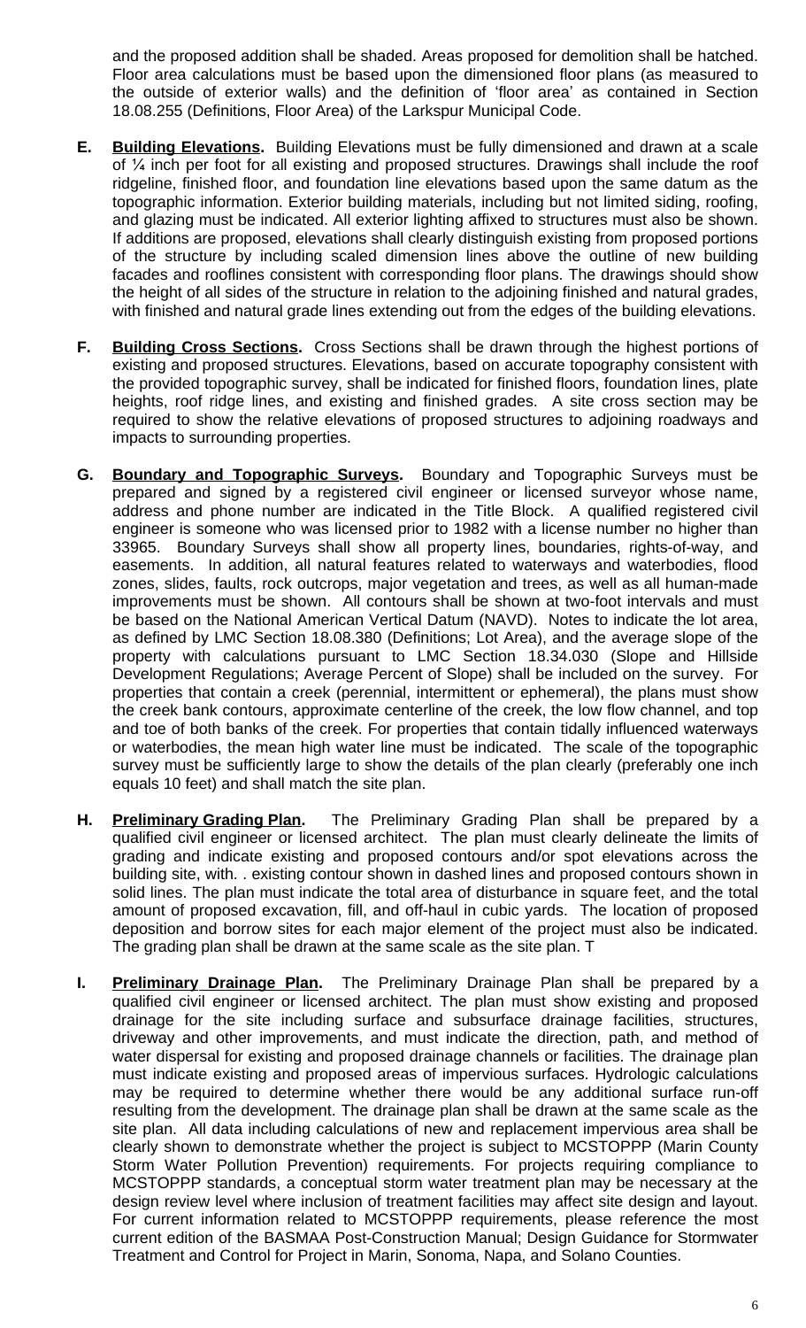and the proposed addition shall be shaded. Areas proposed for demolition shall be hatched. Floor area calculations must be based upon the dimensioned floor plans (as measured to the outside of exterior walls) and the definition of 'floor area' as contained in Section 18.08.255 (Definitions, Floor Area) of the Larkspur Municipal Code.

**E. Building Elevations.** Building Elevations must be fully dimensioned and drawn at a scale of ¼ inch per foot for all existing and proposed structures. Drawings shall include the roof ridgeline, finished floor, and foundation line elevations based upon the same datum as the topographic information. Exterior building materials, including but not limited siding, roofing, and glazing must be indicated. All exterior lighting affixed to structures must also be shown. If additions are proposed, elevations shall clearly distinguish existing from proposed portions of the structure by including scaled dimension lines above the outline of new building facades and rooflines consistent with corresponding floor plans. The drawings should show the height of all sides of the structure in relation to the adjoining finished and natural grades, with finished and natural grade lines extending out from the edges of the building elevations.

**F. Building Cross Sections.** Cross Sections shall be drawn through the highest portions of existing and proposed structures. Elevations, based on accurate topography consistent with the provided topographic survey, shall be indicated for finished floors, foundation lines, plate heights, roof ridge lines, and existing and finished grades. A site cross section may be required to show the relative elevations of proposed structures to adjoining roadways and impacts to surrounding properties.

**G. Boundary and Topographic Surveys.** Boundary and Topographic Surveys must be prepared and signed by a registered civil engineer or licensed surveyor whose name, address and phone number are indicated in the Title Block. A qualified registered civil engineer is someone who was licensed prior to 1982 with a license number no higher than 33965. Boundary Surveys shall show all property lines, boundaries, rights-of-way, and easements. In addition, all natural features related to waterways and waterbodies, flood zones, slides, faults, rock outcrops, major vegetation and trees, as well as all human-made improvements must be shown. All contours shall be shown at two-foot intervals and must be based on the National American Vertical Datum (NAVD). Notes to indicate the lot area, as defined by LMC Section 18.08.380 (Definitions; Lot Area), and the average slope of the property with calculations pursuant to LMC Section 18.34.030 (Slope and Hillside Development Regulations; Average Percent of Slope) shall be included on the survey. For properties that contain a creek (perennial, intermittent or ephemeral), the plans must show the creek bank contours, approximate centerline of the creek, the low flow channel, and top and toe of both banks of the creek. For properties that contain tidally influenced waterways or waterbodies, the mean high water line must be indicated. The scale of the topographic survey must be sufficiently large to show the details of the plan clearly (preferably one inch equals 10 feet) and shall match the site plan.

**H. Preliminary Grading Plan.** The Preliminary Grading Plan shall be prepared by a qualified civil engineer or licensed architect. The plan must clearly delineate the limits of grading and indicate existing and proposed contours and/or spot elevations across the building site, with. . existing contour shown in dashed lines and proposed contours shown in solid lines. The plan must indicate the total area of disturbance in square feet, and the total amount of proposed excavation, fill, and off-haul in cubic yards. The location of proposed deposition and borrow sites for each major element of the project must also be indicated. The grading plan shall be drawn at the same scale as the site plan. T

**I. Preliminary Drainage Plan.** The Preliminary Drainage Plan shall be prepared by a qualified civil engineer or licensed architect. The plan must show existing and proposed drainage for the site including surface and subsurface drainage facilities, structures, driveway and other improvements, and must indicate the direction, path, and method of water dispersal for existing and proposed drainage channels or facilities. The drainage plan must indicate existing and proposed areas of impervious surfaces. Hydrologic calculations may be required to determine whether there would be any additional surface run-off resulting from the development. The drainage plan shall be drawn at the same scale as the site plan. All data including calculations of new and replacement impervious area shall be clearly shown to demonstrate whether the project is subject to MCSTOPPP (Marin County Storm Water Pollution Prevention) requirements. For projects requiring compliance to MCSTOPPP standards, a conceptual storm water treatment plan may be necessary at the design review level where inclusion of treatment facilities may affect site design and layout. For current information related to MCSTOPPP requirements, please reference the most current edition of the BASMAA Post-Construction Manual; Design Guidance for Stormwater Treatment and Control for Project in Marin, Sonoma, Napa, and Solano Counties.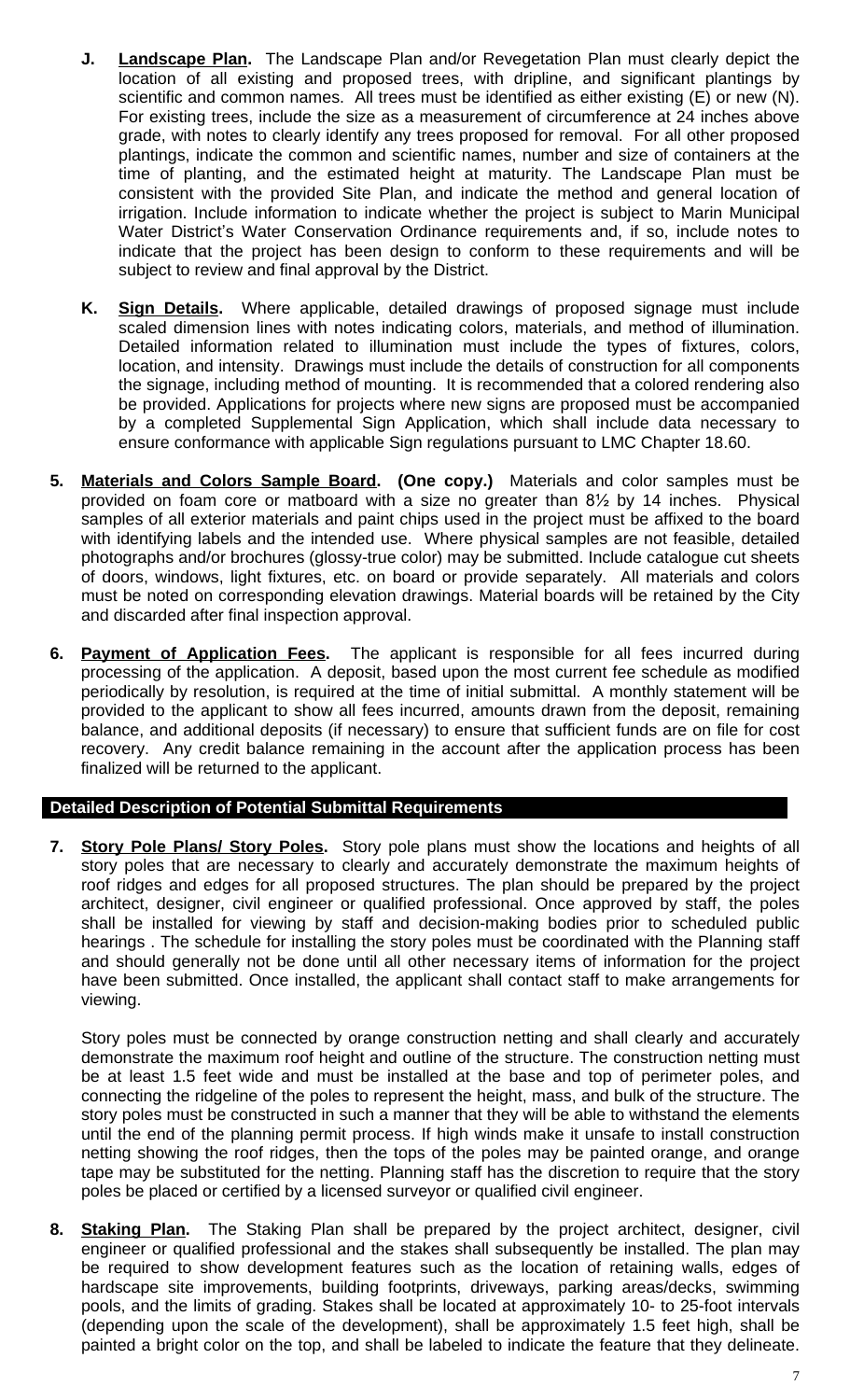**J. Landscape Plan.** The Landscape Plan and/or Revegetation Plan must clearly depict the location of all existing and proposed trees, with dripline, and significant plantings by scientific and common names. All trees must be identified as either existing (E) or new (N). For existing trees, include the size as a measurement of circumference at 24 inches above grade, with notes to clearly identify any trees proposed for removal. For all other proposed plantings, indicate the common and scientific names, number and size of containers at the time of planting, and the estimated height at maturity. The Landscape Plan must be consistent with the provided Site Plan, and indicate the method and general location of irrigation. Include information to indicate whether the project is subject to Marin Municipal Water District's Water Conservation Ordinance requirements and, if so, include notes to indicate that the project has been design to conform to these requirements and will be subject to review and final approval by the District.

**K. Sign Details.** Where applicable, detailed drawings of proposed signage must include scaled dimension lines with notes indicating colors, materials, and method of illumination. Detailed information related to illumination must include the types of fixtures, colors, location, and intensity. Drawings must include the details of construction for all components the signage, including method of mounting. It is recommended that a colored rendering also be provided. Applications for projects where new signs are proposed must be accompanied by a completed Supplemental Sign Application, which shall include data necessary to ensure conformance with applicable Sign regulations pursuant to LMC Chapter 18.60.

**5. Materials and Colors Sample Board. (One copy.)** Materials and color samples must be provided on foam core or matboard with a size no greater than 8½ by 14 inches. Physical samples of all exterior materials and paint chips used in the project must be affixed to the board with identifying labels and the intended use. Where physical samples are not feasible, detailed photographs and/or brochures (glossy-true color) may be submitted. Include catalogue cut sheets of doors, windows, light fixtures, etc. on board or provide separately. All materials and colors must be noted on corresponding elevation drawings. Material boards will be retained by the City and discarded after final inspection approval.

**6. Payment of Application Fees.** The applicant is responsible for all fees incurred during processing of the application. A deposit, based upon the most current fee schedule as modified periodically by resolution, is required at the time of initial submittal. A monthly statement will be provided to the applicant to show all fees incurred, amounts drawn from the deposit, remaining balance, and additional deposits (if necessary) to ensure that sufficient funds are on file for cost recovery. Any credit balance remaining in the account after the application process has been finalized will be returned to the applicant.

## Detailed Description of Potential Submittal Requirements

**7. Story Pole Plans/ Story Poles.** Story pole plans must show the locations and heights of all story poles that are necessary to clearly and accurately demonstrate the maximum heights of roof ridges and edges for all proposed structures. The plan should be prepared by the project architect, designer, civil engineer or qualified professional. Once approved by staff, the poles shall be installed for viewing by staff and decision-making bodies prior to scheduled public hearings . The schedule for installing the story poles must be coordinated with the Planning staff and should generally not be done until all other necessary items of information for the project have been submitted. Once installed, the applicant shall contact staff to make arrangements for viewing.

Story poles must be connected by orange construction netting and shall clearly and accurately demonstrate the maximum roof height and outline of the structure. The construction netting must be at least 1.5 feet wide and must be installed at the base and top of perimeter poles, and connecting the ridgeline of the poles to represent the height, mass, and bulk of the structure. The story poles must be constructed in such a manner that they will be able to withstand the elements until the end of the planning permit process. If high winds make it unsafe to install construction netting showing the roof ridges, then the tops of the poles may be painted orange, and orange tape may be substituted for the netting. Planning staff has the discretion to require that the story poles be placed or certified by a licensed surveyor or qualified civil engineer.

**8. Staking Plan.** The Staking Plan shall be prepared by the project architect, designer, civil engineer or qualified professional and the stakes shall subsequently be installed. The plan may be required to show development features such as the location of retaining walls, edges of hardscape site improvements, building footprints, driveways, parking areas/decks, swimming pools, and the limits of grading. Stakes shall be located at approximately 10- to 25-foot intervals (depending upon the scale of the development), shall be approximately 1.5 feet high, shall be painted a bright color on the top, and shall be labeled to indicate the feature that they delineate.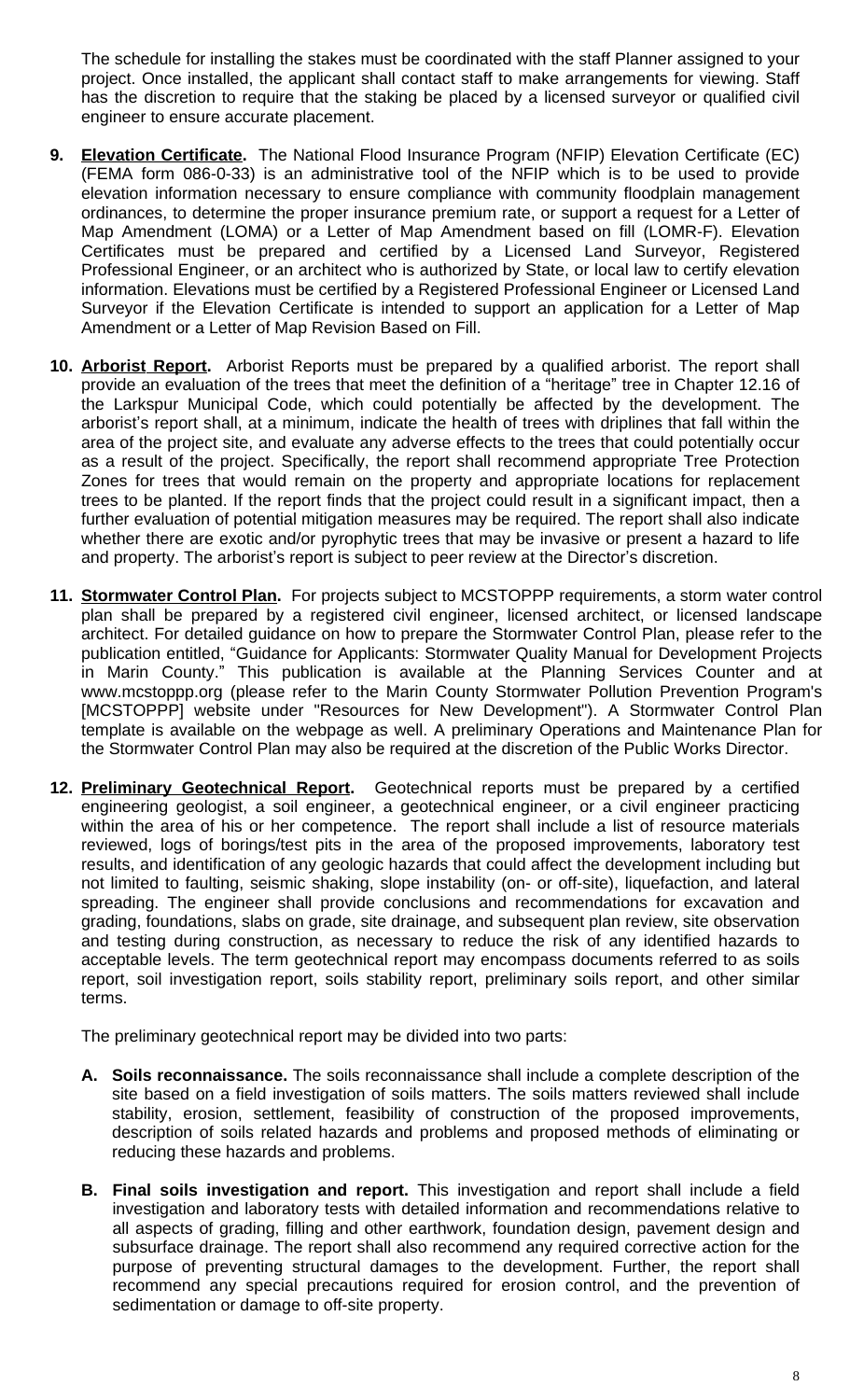The schedule for installing the stakes must be coordinated with the staff Planner assigned to your project. Once installed, the applicant shall contact staff to make arrangements for viewing. Staff has the discretion to require that the staking be placed by a licensed surveyor or qualified civil engineer to ensure accurate placement.

9. **Elevation Certificate.** The National Flood Insurance Program (NFIP) Elevation Certificate (EC) (FEMA form 086-0-33) is an administrative tool of the NFIP which is to be used to provide elevation information necessary to ensure compliance with community floodplain management ordinances, to determine the proper insurance premium rate, or support a request for a Letter of Map Amendment (LOMA) or a Letter of Map Amendment based on fill (LOMR-F). Elevation Certificates must be prepared and certified by a Licensed Land Surveyor, Registered Professional Engineer, or an architect who is authorized by State, or local law to certify elevation information. Elevations must be certified by a Registered Professional Engineer or Licensed Land Surveyor if the Elevation Certificate is intended to support an application for a Letter of Map Amendment or a Letter of Map Revision Based on Fill.

10. **Arborist Report.** Arborist Reports must be prepared by a qualified arborist. The report shall provide an evaluation of the trees that meet the definition of a "heritage" tree in Chapter 12.16 of the Larkspur Municipal Code, which could potentially be affected by the development. The arborist's report shall, at a minimum, indicate the health of trees with driplines that fall within the area of the project site, and evaluate any adverse effects to the trees that could potentially occur as a result of the project. Specifically, the report shall recommend appropriate Tree Protection Zones for trees that would remain on the property and appropriate locations for replacement trees to be planted. If the report finds that the project could result in a significant impact, then a further evaluation of potential mitigation measures may be required. The report shall also indicate whether there are exotic and/or pyrophytic trees that may be invasive or present a hazard to life and property. The arborist's report is subject to peer review at the Director's discretion.

11. **Stormwater Control Plan.** For projects subject to MCSTOPPP requirements, a storm water control plan shall be prepared by a registered civil engineer, licensed architect, or licensed landscape architect. For detailed guidance on how to prepare the Stormwater Control Plan, please refer to the publication entitled, "Guidance for Applicants: Stormwater Quality Manual for Development Projects in Marin County." This publication is available at the Planning Services Counter and at www.mcstoppp.org (please refer to the Marin County Stormwater Pollution Prevention Program's [MCSTOPPP] website under "Resources for New Development"). A Stormwater Control Plan template is available on the webpage as well. A preliminary Operations and Maintenance Plan for the Stormwater Control Plan may also be required at the discretion of the Public Works Director.

12. **Preliminary Geotechnical Report.** Geotechnical reports must be prepared by a certified engineering geologist, a soil engineer, a geotechnical engineer, or a civil engineer practicing within the area of his or her competence. The report shall include a list of resource materials reviewed, logs of borings/test pits in the area of the proposed improvements, laboratory test results, and identification of any geologic hazards that could affect the development including but not limited to faulting, seismic shaking, slope instability (on- or off-site), liquefaction, and lateral spreading. The engineer shall provide conclusions and recommendations for excavation and grading, foundations, slabs on grade, site drainage, and subsequent plan review, site observation and testing during construction, as necessary to reduce the risk of any identified hazards to acceptable levels. The term geotechnical report may encompass documents referred to as soils report, soil investigation report, soils stability report, preliminary soils report, and other similar terms.

    The preliminary geotechnical report may be divided into two parts:

    A. **Soils reconnaissance.** The soils reconnaissance shall include a complete description of the site based on a field investigation of soils matters. The soils matters reviewed shall include stability, erosion, settlement, feasibility of construction of the proposed improvements, description of soils related hazards and problems and proposed methods of eliminating or reducing these hazards and problems.

    B. **Final soils investigation and report.** This investigation and report shall include a field investigation and laboratory tests with detailed information and recommendations relative to all aspects of grading, filling and other earthwork, foundation design, pavement design and subsurface drainage. The report shall also recommend any required corrective action for the purpose of preventing structural damages to the development. Further, the report shall recommend any special precautions required for erosion control, and the prevention of sedimentation or damage to off-site property.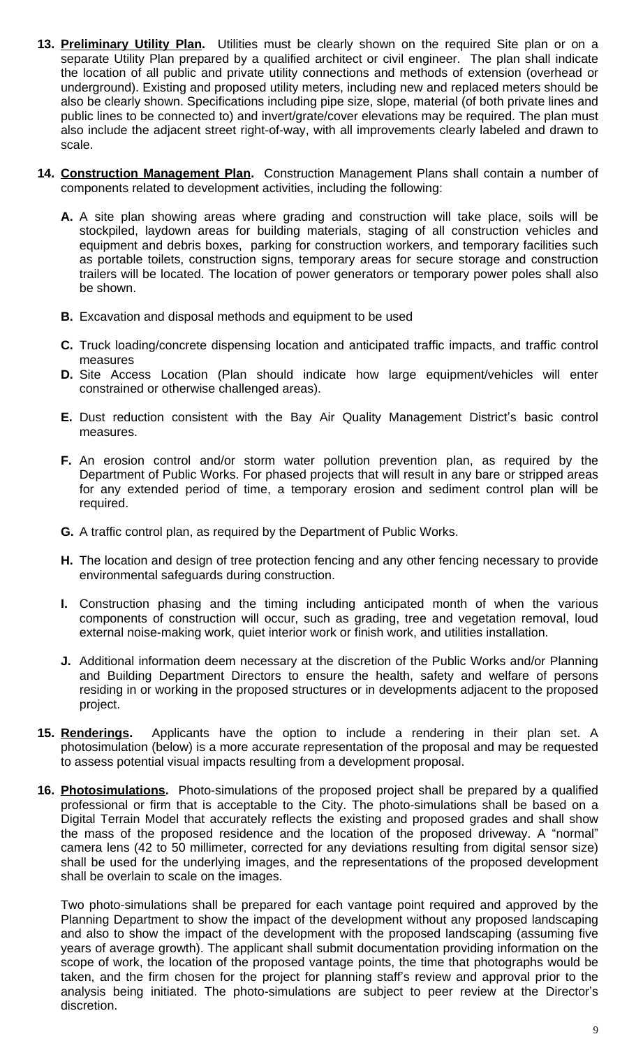13. **Preliminary Utility Plan.** Utilities must be clearly shown on the required Site plan or on a separate Utility Plan prepared by a qualified architect or civil engineer. The plan shall indicate the location of all public and private utility connections and methods of extension (overhead or underground). Existing and proposed utility meters, including new and replaced meters should be also be clearly shown. Specifications including pipe size, slope, material (of both private lines and public lines to be connected to) and invert/grate/cover elevations may be required. The plan must also include the adjacent street right-of-way, with all improvements clearly labeled and drawn to scale.

14. **Construction Management Plan.** Construction Management Plans shall contain a number of components related to development activities, including the following:

    **A.** A site plan showing areas where grading and construction will take place, soils will be stockpiled, laydown areas for building materials, staging of all construction vehicles and equipment and debris boxes, parking for construction workers, and temporary facilities such as portable toilets, construction signs, temporary areas for secure storage and construction trailers will be located. The location of power generators or temporary power poles shall also be shown.

    **B.** Excavation and disposal methods and equipment to be used

    **C.** Truck loading/concrete dispensing location and anticipated traffic impacts, and traffic control measures

    **D.** Site Access Location (Plan should indicate how large equipment/vehicles will enter constrained or otherwise challenged areas).

    **E.** Dust reduction consistent with the Bay Air Quality Management District's basic control measures.

    **F.** An erosion control and/or storm water pollution prevention plan, as required by the Department of Public Works. For phased projects that will result in any bare or stripped areas for any extended period of time, a temporary erosion and sediment control plan will be required.

    **G.** A traffic control plan, as required by the Department of Public Works.

    **H.** The location and design of tree protection fencing and any other fencing necessary to provide environmental safeguards during construction.

    **I.** Construction phasing and the timing including anticipated month of when the various components of construction will occur, such as grading, tree and vegetation removal, loud external noise-making work, quiet interior work or finish work, and utilities installation.

    **J.** Additional information deem necessary at the discretion of the Public Works and/or Planning and Building Department Directors to ensure the health, safety and welfare of persons residing in or working in the proposed structures or in developments adjacent to the proposed project.

15. **Renderings.** Applicants have the option to include a rendering in their plan set. A photosimulation (below) is a more accurate representation of the proposal and may be requested to assess potential visual impacts resulting from a development proposal.

16. **Photosimulations.** Photo-simulations of the proposed project shall be prepared by a qualified professional or firm that is acceptable to the City. The photo-simulations shall be based on a Digital Terrain Model that accurately reflects the existing and proposed grades and shall show the mass of the proposed residence and the location of the proposed driveway. A "normal" camera lens (42 to 50 millimeter, corrected for any deviations resulting from digital sensor size) shall be used for the underlying images, and the representations of the proposed development shall be overlain to scale on the images.

    Two photo-simulations shall be prepared for each vantage point required and approved by the Planning Department to show the impact of the development without any proposed landscaping and also to show the impact of the development with the proposed landscaping (assuming five years of average growth). The applicant shall submit documentation providing information on the scope of work, the location of the proposed vantage points, the time that photographs would be taken, and the firm chosen for the project for planning staff's review and approval prior to the analysis being initiated. The photo-simulations are subject to peer review at the Director's discretion.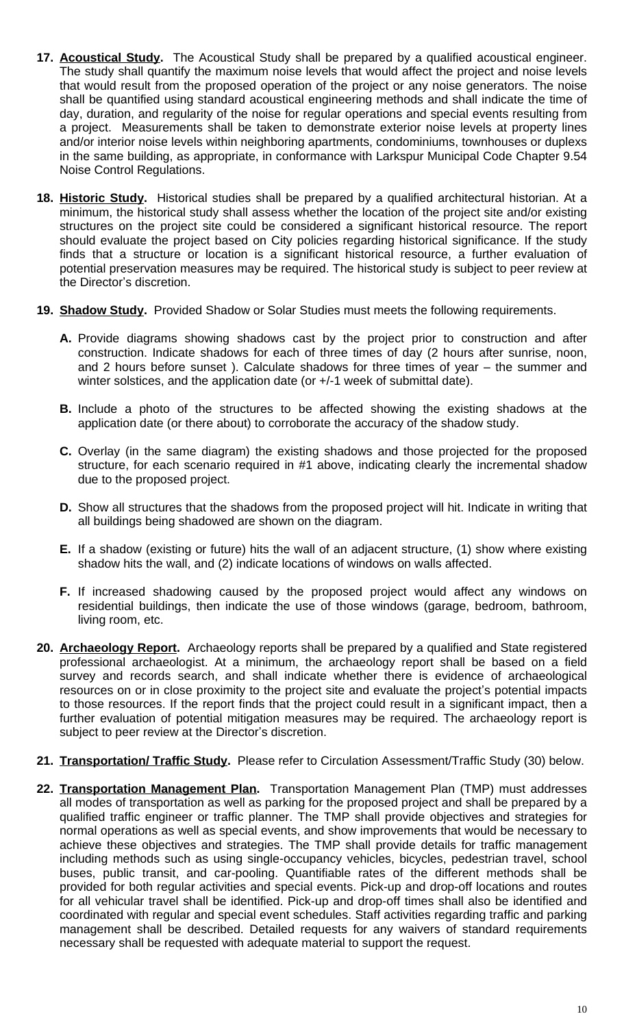17. **<u>Acoustical Study</u>.** The Acoustical Study shall be prepared by a qualified acoustical engineer. The study shall quantify the maximum noise levels that would affect the project and noise levels that would result from the proposed operation of the project or any noise generators. The noise shall be quantified using standard acoustical engineering methods and shall indicate the time of day, duration, and regularity of the noise for regular operations and special events resulting from a project. Measurements shall be taken to demonstrate exterior noise levels at property lines and/or interior noise levels within neighboring apartments, condominiums, townhouses or duplexs in the same building, as appropriate, in conformance with Larkspur Municipal Code Chapter 9.54 Noise Control Regulations.

18. **<u>Historic Study</u>.** Historical studies shall be prepared by a qualified architectural historian. At a minimum, the historical study shall assess whether the location of the project site and/or existing structures on the project site could be considered a significant historical resource. The report should evaluate the project based on City policies regarding historical significance. If the study finds that a structure or location is a significant historical resource, a further evaluation of potential preservation measures may be required. The historical study is subject to peer review at the Director's discretion.

19. **<u>Shadow Study</u>.** Provided Shadow or Solar Studies must meets the following requirements.

    **A.** Provide diagrams showing shadows cast by the project prior to construction and after construction. Indicate shadows for each of three times of day (2 hours after sunrise, noon, and 2 hours before sunset ). Calculate shadows for three times of year – the summer and winter solstices, and the application date (or +/-1 week of submittal date).

    **B.** Include a photo of the structures to be affected showing the existing shadows at the application date (or there about) to corroborate the accuracy of the shadow study.

    **C.** Overlay (in the same diagram) the existing shadows and those projected for the proposed structure, for each scenario required in #1 above, indicating clearly the incremental shadow due to the proposed project.

    **D.** Show all structures that the shadows from the proposed project will hit. Indicate in writing that all buildings being shadowed are shown on the diagram.

    **E.** If a shadow (existing or future) hits the wall of an adjacent structure, (1) show where existing shadow hits the wall, and (2) indicate locations of windows on walls affected.

    **F.** If increased shadowing caused by the proposed project would affect any windows on residential buildings, then indicate the use of those windows (garage, bedroom, bathroom, living room, etc.

20. **<u>Archaeology Report</u>.** Archaeology reports shall be prepared by a qualified and State registered professional archaeologist. At a minimum, the archaeology report shall be based on a field survey and records search, and shall indicate whether there is evidence of archaeological resources on or in close proximity to the project site and evaluate the project's potential impacts to those resources. If the report finds that the project could result in a significant impact, then a further evaluation of potential mitigation measures may be required. The archaeology report is subject to peer review at the Director's discretion.

21. **<u>Transportation/ Traffic Study</u>.** Please refer to Circulation Assessment/Traffic Study (30) below.

22. **<u>Transportation Management Plan</u>.** Transportation Management Plan (TMP) must addresses all modes of transportation as well as parking for the proposed project and shall be prepared by a qualified traffic engineer or traffic planner. The TMP shall provide objectives and strategies for normal operations as well as special events, and show improvements that would be necessary to achieve these objectives and strategies. The TMP shall provide details for traffic management including methods such as using single-occupancy vehicles, bicycles, pedestrian travel, school buses, public transit, and car-pooling. Quantifiable rates of the different methods shall be provided for both regular activities and special events. Pick-up and drop-off locations and routes for all vehicular travel shall be identified. Pick-up and drop-off times shall also be identified and coordinated with regular and special event schedules. Staff activities regarding traffic and parking management shall be described. Detailed requests for any waivers of standard requirements necessary shall be requested with adequate material to support the request.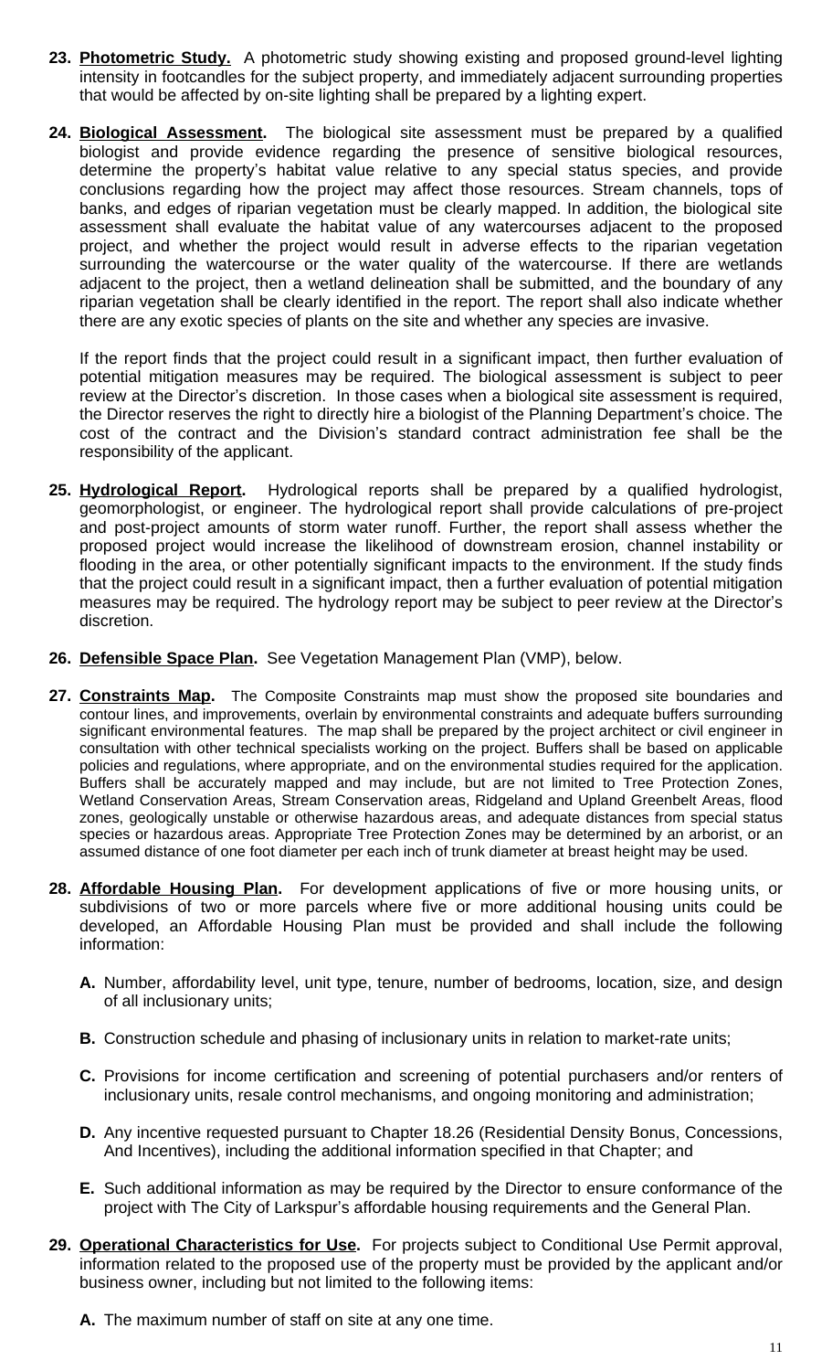23. **Photometric Study.** A photometric study showing existing and proposed ground-level lighting intensity in footcandles for the subject property, and immediately adjacent surrounding properties that would be affected by on-site lighting shall be prepared by a lighting expert.

24. **Biological Assessment.** The biological site assessment must be prepared by a qualified biologist and provide evidence regarding the presence of sensitive biological resources, determine the property's habitat value relative to any special status species, and provide conclusions regarding how the project may affect those resources. Stream channels, tops of banks, and edges of riparian vegetation must be clearly mapped. In addition, the biological site assessment shall evaluate the habitat value of any watercourses adjacent to the proposed project, and whether the project would result in adverse effects to the riparian vegetation surrounding the watercourse or the water quality of the watercourse. If there are wetlands adjacent to the project, then a wetland delineation shall be submitted, and the boundary of any riparian vegetation shall be clearly identified in the report. The report shall also indicate whether there are any exotic species of plants on the site and whether any species are invasive.

    If the report finds that the project could result in a significant impact, then further evaluation of potential mitigation measures may be required. The biological assessment is subject to peer review at the Director's discretion. In those cases when a biological site assessment is required, the Director reserves the right to directly hire a biologist of the Planning Department's choice. The cost of the contract and the Division's standard contract administration fee shall be the responsibility of the applicant.

25. **Hydrological Report.** Hydrological reports shall be prepared by a qualified hydrologist, geomorphologist, or engineer. The hydrological report shall provide calculations of pre-project and post-project amounts of storm water runoff. Further, the report shall assess whether the proposed project would increase the likelihood of downstream erosion, channel instability or flooding in the area, or other potentially significant impacts to the environment. If the study finds that the project could result in a significant impact, then a further evaluation of potential mitigation measures may be required. The hydrology report may be subject to peer review at the Director's discretion.

26. **Defensible Space Plan.** See Vegetation Management Plan (VMP), below.

27. **Constraints Map.** The Composite Constraints map must show the proposed site boundaries and contour lines, and improvements, overlain by environmental constraints and adequate buffers surrounding significant environmental features. The map shall be prepared by the project architect or civil engineer in consultation with other technical specialists working on the project. Buffers shall be based on applicable policies and regulations, where appropriate, and on the environmental studies required for the application. Buffers shall be accurately mapped and may include, but are not limited to Tree Protection Zones, Wetland Conservation Areas, Stream Conservation areas, Ridgeland and Upland Greenbelt Areas, flood zones, geologically unstable or otherwise hazardous areas, and adequate distances from special status species or hazardous areas. Appropriate Tree Protection Zones may be determined by an arborist, or an assumed distance of one foot diameter per each inch of trunk diameter at breast height may be used.

28. **Affordable Housing Plan.** For development applications of five or more housing units, or subdivisions of two or more parcels where five or more additional housing units could be developed, an Affordable Housing Plan must be provided and shall include the following information:

    **A.** Number, affordability level, unit type, tenure, number of bedrooms, location, size, and design of all inclusionary units;

    **B.** Construction schedule and phasing of inclusionary units in relation to market-rate units;

    **C.** Provisions for income certification and screening of potential purchasers and/or renters of inclusionary units, resale control mechanisms, and ongoing monitoring and administration;

    **D.** Any incentive requested pursuant to Chapter 18.26 (Residential Density Bonus, Concessions, And Incentives), including the additional information specified in that Chapter; and

    **E.** Such additional information as may be required by the Director to ensure conformance of the project with The City of Larkspur's affordable housing requirements and the General Plan.

29. **Operational Characteristics for Use.** For projects subject to Conditional Use Permit approval, information related to the proposed use of the property must be provided by the applicant and/or business owner, including but not limited to the following items:

    **A.** The maximum number of staff on site at any one time.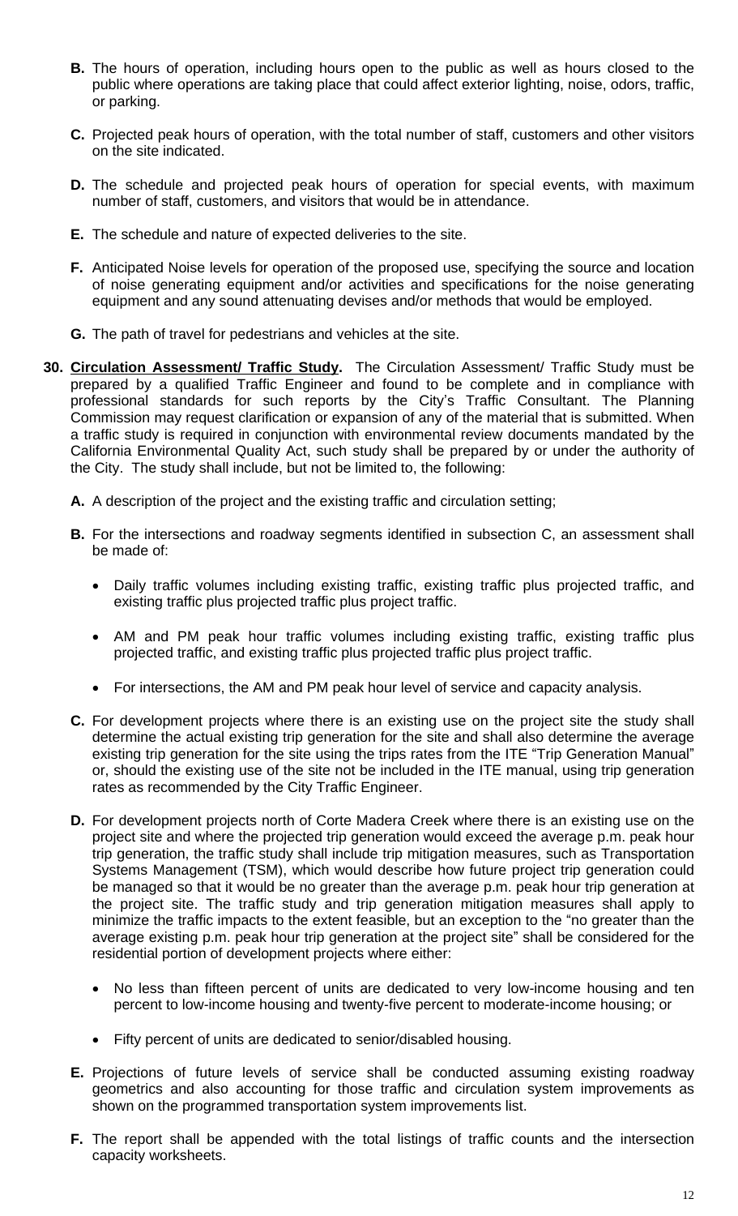**B.** The hours of operation, including hours open to the public as well as hours closed to the public where operations are taking place that could affect exterior lighting, noise, odors, traffic, or parking.

**C.** Projected peak hours of operation, with the total number of staff, customers and other visitors on the site indicated.

**D.** The schedule and projected peak hours of operation for special events, with maximum number of staff, customers, and visitors that would be in attendance.

**E.** The schedule and nature of expected deliveries to the site.

**F.** Anticipated Noise levels for operation of the proposed use, specifying the source and location of noise generating equipment and/or activities and specifications for the noise generating equipment and any sound attenuating devises and/or methods that would be employed.

**G.** The path of travel for pedestrians and vehicles at the site.

**30. Circulation Assessment/ Traffic Study.** The Circulation Assessment/ Traffic Study must be prepared by a qualified Traffic Engineer and found to be complete and in compliance with professional standards for such reports by the City's Traffic Consultant. The Planning Commission may request clarification or expansion of any of the material that is submitted. When a traffic study is required in conjunction with environmental review documents mandated by the California Environmental Quality Act, such study shall be prepared by or under the authority of the City. The study shall include, but not be limited to, the following:

**A.** A description of the project and the existing traffic and circulation setting;

**B.** For the intersections and roadway segments identified in subsection C, an assessment shall be made of:

- Daily traffic volumes including existing traffic, existing traffic plus projected traffic, and existing traffic plus projected traffic plus project traffic.
- AM and PM peak hour traffic volumes including existing traffic, existing traffic plus projected traffic, and existing traffic plus projected traffic plus project traffic.
- For intersections, the AM and PM peak hour level of service and capacity analysis.

**C.** For development projects where there is an existing use on the project site the study shall determine the actual existing trip generation for the site and shall also determine the average existing trip generation for the site using the trips rates from the ITE "Trip Generation Manual" or, should the existing use of the site not be included in the ITE manual, using trip generation rates as recommended by the City Traffic Engineer.

**D.** For development projects north of Corte Madera Creek where there is an existing use on the project site and where the projected trip generation would exceed the average p.m. peak hour trip generation, the traffic study shall include trip mitigation measures, such as Transportation Systems Management (TSM), which would describe how future project trip generation could be managed so that it would be no greater than the average p.m. peak hour trip generation at the project site. The traffic study and trip generation mitigation measures shall apply to minimize the traffic impacts to the extent feasible, but an exception to the "no greater than the average existing p.m. peak hour trip generation at the project site" shall be considered for the residential portion of development projects where either:

- No less than fifteen percent of units are dedicated to very low-income housing and ten percent to low-income housing and twenty-five percent to moderate-income housing; or
- Fifty percent of units are dedicated to senior/disabled housing.

**E.** Projections of future levels of service shall be conducted assuming existing roadway geometrics and also accounting for those traffic and circulation system improvements as shown on the programmed transportation system improvements list.

**F.** The report shall be appended with the total listings of traffic counts and the intersection capacity worksheets.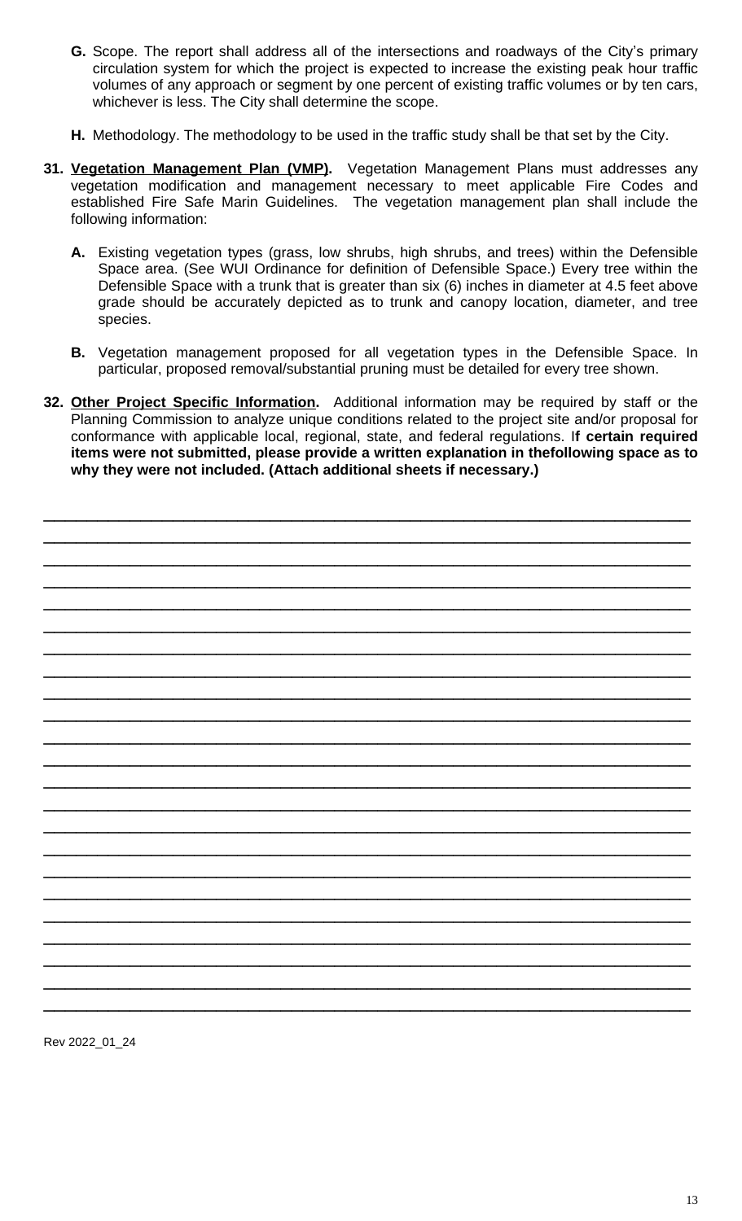**G.** Scope. The report shall address all of the intersections and roadways of the City's primary circulation system for which the project is expected to increase the existing peak hour traffic volumes of any approach or segment by one percent of existing traffic volumes or by ten cars, whichever is less. The City shall determine the scope.

**H.** Methodology. The methodology to be used in the traffic study shall be that set by the City.

**31. Vegetation Management Plan (VMP).** Vegetation Management Plans must addresses any vegetation modification and management necessary to meet applicable Fire Codes and established Fire Safe Marin Guidelines. The vegetation management plan shall include the following information:

**A.** Existing vegetation types (grass, low shrubs, high shrubs, and trees) within the Defensible Space area. (See WUI Ordinance for definition of Defensible Space.) Every tree within the Defensible Space with a trunk that is greater than six (6) inches in diameter at 4.5 feet above grade should be accurately depicted as to trunk and canopy location, diameter, and tree species.

**B.** Vegetation management proposed for all vegetation types in the Defensible Space. In particular, proposed removal/substantial pruning must be detailed for every tree shown.

**32. Other Project Specific Information.** Additional information may be required by staff or the Planning Commission to analyze unique conditions related to the project site and/or proposal for conformance with applicable local, regional, state, and federal regulations. I**f certain required items were not submitted, please provide a written explanation in thefollowing space as to why they were not included. (Attach additional sheets if necessary.)**

______________________________________________________________________________
______________________________________________________________________________
______________________________________________________________________________
______________________________________________________________________________
______________________________________________________________________________
______________________________________________________________________________
______________________________________________________________________________
______________________________________________________________________________
______________________________________________________________________________
______________________________________________________________________________
______________________________________________________________________________
______________________________________________________________________________
______________________________________________________________________________
______________________________________________________________________________
______________________________________________________________________________
______________________________________________________________________________
______________________________________________________________________________
______________________________________________________________________________
______________________________________________________________________________
______________________________________________________________________________
______________________________________________________________________________
______________________________________________________________________________
______________________________________________________________________________

Rev 2022_01_24